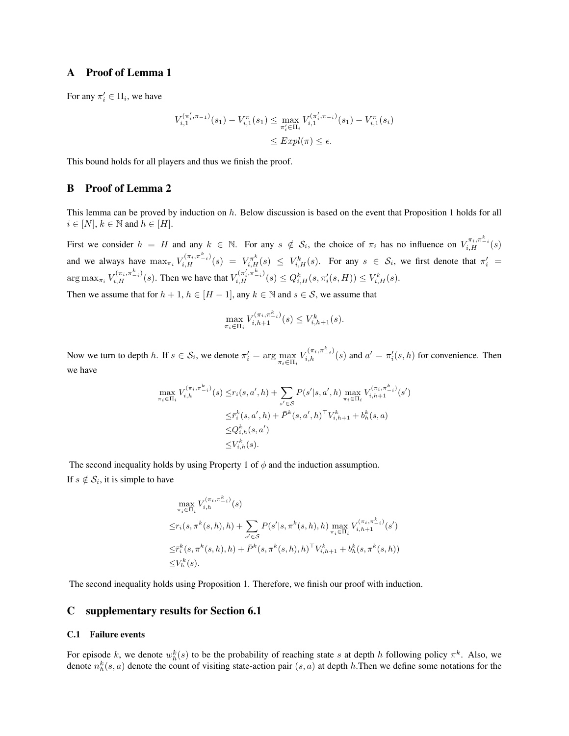## A Proof of Lemma 1

For any $\pi_i' \in \Pi_i$, we have

$$
\begin{aligned}
V_{i,1}^{(\pi_i', \pi_{-1})}(s_1) - V_{i,1}^{\pi}(s_1) \leq & \max_{\pi_i' \in \Pi_i} V_{i,1}^{(\pi_i', \pi_{-i})}(s_1) - V_{i,1}^{\pi}(s_i) \\
\leq & Expl(\pi) \leq \epsilon.
\end{aligned}
$$

This bound holds for all players and thus we finish the proof.

## B Proof of Lemma 2

This lemma can be proved by induction on $h$. Below discussion is based on the event that Proposition 1 holds for all $i \in [N]$, $k \in \mathbb{N}$ and $h \in [H]$.

First we consider $h = H$ and any $k \in \mathbb{N}$. For any $s \notin \mathcal{S}_i$, the choice of $\pi_i$ has no influence on $V_{i,H}^{\pi_i, \pi_{-i}^k}(s)$ and we always have $\max_{\pi_i} V_{i,H}^{(\pi_i, \pi_{-i}^k)}(s) = V_{i,H}^{\pi^k}(s) \leq V_{i,H}^k(s)$. For any $s \in \mathcal{S}_i$, we first denote that $\pi_i' = \arg\max_{\pi_i} V_{i,H}^{(\pi_i, \pi_{-i}^k)}(s)$. Then we have that $V_{i,H}^{(\pi_i', \pi_{-i}^k)}(s) \leq Q_{i,H}^k(s, \pi_i'(s, H)) \leq V_{i,H}^k(s)$.

Then we assume that for $h+1$, $h \in [H-1]$, any $k \in \mathbb{N}$ and $s \in \mathcal{S}$, we assume that

$$
\max_{\pi_i \in \Pi_i} V_{i,h+1}^{(\pi_i, \pi_{-i}^k)}(s) \leq V_{i,h+1}^k(s).
$$

Now we turn to depth $h$. If $s \in \mathcal{S}_i$, we denote $\pi_i' = \arg\max_{\pi_i \in \Pi_i} V_{i,h}^{(\pi_i, \pi_{-i}^k)}(s)$ and $a' = \pi_i'(s, h)$ for convenience. Then we have

$$
\begin{aligned}
\max_{\pi_i \in \Pi_i} V_{i,h}^{(\pi_i, \pi_{-i}^k)}(s) \leq & r_i(s, a', h) + \sum_{s' \in \mathcal{S}} P(s'|s, a', h) \max_{\pi_i \in \Pi_i} V_{i,h+1}^{(\pi_i, \pi_{-i}^k)}(s') \\
\leq & \bar{r}_i^k(s, a', h) + \bar{P}^k(s, a', h)^\top V_{i,h+1}^k + b_h^k(s, a) \\
\leq & Q_{i,h}^k(s, a') \\
\leq & V_{i,h}^k(s).
\end{aligned}
$$

The second inequality holds by using Property 1 of $\phi$ and the induction assumption.

If $s \notin \mathcal{S}_i$, it is simple to have

$$
\begin{aligned}
& \max_{\pi_i \in \Pi_i} V_{i,h}^{(\pi_i, \pi_{-i}^k)}(s) \\
\leq & r_i(s, \pi^k(s,h), h) + \sum_{s' \in \mathcal{S}} P(s'|s, \pi^k(s,h), h) \max_{\pi_i \in \Pi_i} V_{i,h+1}^{(\pi_i, \pi_{-i}^k)}(s') \\
\leq & \bar{r}_i^k(s, \pi^k(s,h), h) + \bar{P}^k(s, \pi^k(s,h), h)^\top V_{i,h+1}^k + b_h^k(s, \pi^k(s,h)) \\
\leq & V_h^k(s).
\end{aligned}
$$

The second inequality holds using Proposition 1. Therefore, we finish our proof with induction.

## C supplementary results for Section 6.1

### C.1 Failure events

For episode $k$, we denote $w_h^k(s)$ to be the probability of reaching state $s$ at depth $h$ following policy $\pi^k$. Also, we denote $n_h^k(s, a)$ denote the count of visiting state-action pair $(s, a)$ at depth $h$.Then we define some notations for the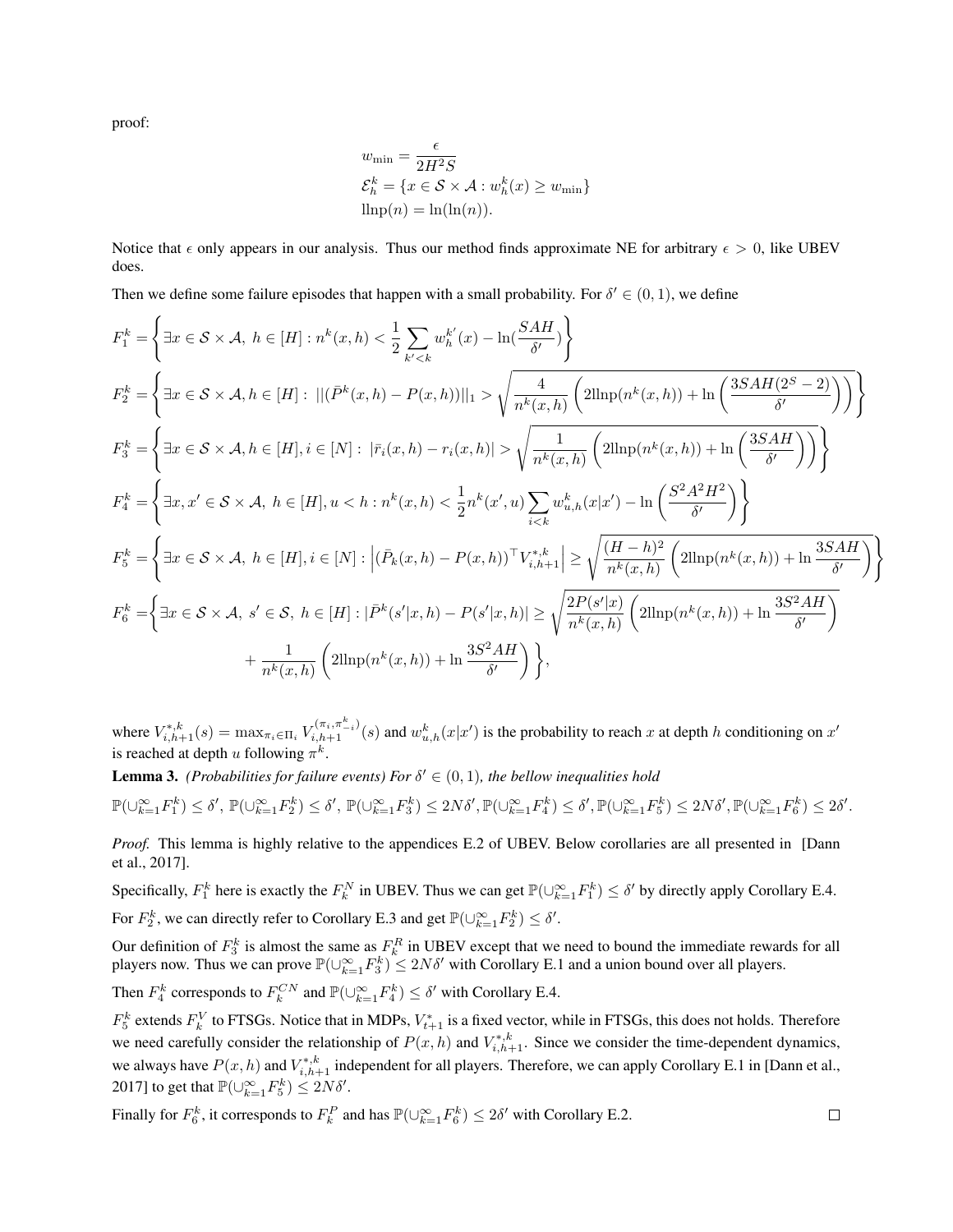proof:

$$
\begin{aligned}
w_{\min} &= \frac{\epsilon}{2H^2 S} \\
\mathcal{E}_h^k &= \{x \in \mathcal{S} \times \mathcal{A} : w_h^k(x) \geq w_{\min}\} \\
\mathrm{llnp}(n) &= \ln(\ln(n)).
\end{aligned}
$$

Notice that $\epsilon$ only appears in our analysis. Thus our method finds approximate NE for arbitrary $\epsilon > 0$, like UBEV does.

Then we define some failure episodes that happen with a small probability. For $\delta' \in (0, 1)$, we define

$$
F_1^k = \left\{ \exists x \in \mathcal{S} \times \mathcal{A},\ h \in [H] : n^k(x, h) < \frac{1}{2} \sum_{k' < k} w_h^{k'}(x) - \ln(\frac{SAH}{\delta'}) \right\}
$$

$$
F_2^k = \left\{ \exists x \in \mathcal{S} \times \mathcal{A}, h \in [H] :\ ||(\bar{P}^k(x, h) - P(x, h))||_1 > \sqrt{\frac{4}{n^k(x, h)} \left( 2\mathrm{llnp}(n^k(x, h)) + \ln\left(\frac{3SAH(2^S - 2)}{\delta'}\right) \right)} \right\}
$$

$$
F_3^k = \left\{ \exists x \in \mathcal{S} \times \mathcal{A}, h \in [H], i \in [N] :\ |\bar{r}_i(x, h) - r_i(x, h)| > \sqrt{\frac{1}{n^k(x, h)} \left( 2\mathrm{llnp}(n^k(x, h)) + \ln\left(\frac{3SAH}{\delta'}\right) \right)} \right\}
$$

$$
F_4^k = \left\{ \exists x, x' \in \mathcal{S} \times \mathcal{A},\ h \in [H], u < h : n^k(x, h) < \frac{1}{2} n^k(x', u) \sum_{i < k} w_{u,h}^k(x|x') - \ln\left(\frac{S^2 A^2 H^2}{\delta'}\right) \right\}
$$

$$
F_5^k = \left\{ \exists x \in \mathcal{S} \times \mathcal{A},\ h \in [H], i \in [N] : \left| (\bar{P}_k(x, h) - P(x, h))^\top V_{i,h+1}^{*,k} \right| \geq \sqrt{\frac{(H - h)^2}{n^k(x, h)} \left( 2\mathrm{llnp}(n^k(x, h)) + \ln\frac{3SAH}{\delta'} \right)} \right\}
$$

$$
\begin{aligned}
F_6^k = \Bigg\{ & \exists x \in \mathcal{S} \times \mathcal{A},\ s' \in \mathcal{S},\ h \in [H] : |\bar{P}^k(s'|x, h) - P(s'|x, h)| \geq \sqrt{\frac{2P(s'|x)}{n^k(x, h)} \left( 2\mathrm{llnp}(n^k(x, h)) + \ln\frac{3S^2AH}{\delta'} \right)} \\
& + \frac{1}{n^k(x, h)} \left( 2\mathrm{llnp}(n^k(x, h)) + \ln\frac{3S^2AH}{\delta'} \right) \Bigg\},
\end{aligned}
$$

where $V_{i,h+1}^{*,k}(s) = \max_{\pi_i \in \Pi_i} V_{i,h+1}^{(\pi_i, \pi_{-i}^k)}(s)$ and $w_{u,h}^k(x|x')$ is the probability to reach $x$ at depth $h$ conditioning on $x'$ is reached at depth $u$ following $\pi^k$.

**Lemma 3.** *(Probabilities for failure events) For $\delta' \in (0, 1)$, the bellow inequalities hold*

$$
\mathbb{P}(\cup_{k=1}^\infty F_1^k) \leq \delta',\ \mathbb{P}(\cup_{k=1}^\infty F_2^k) \leq \delta',\ \mathbb{P}(\cup_{k=1}^\infty F_3^k) \leq 2N\delta', \mathbb{P}(\cup_{k=1}^\infty F_4^k) \leq \delta', \mathbb{P}(\cup_{k=1}^\infty F_5^k) \leq 2N\delta', \mathbb{P}(\cup_{k=1}^\infty F_6^k) \leq 2\delta'.
$$

*Proof.* This lemma is highly relative to the appendices E.2 of UBEV. Below corollaries are all presented in [Dann et al., 2017].

Specifically, $F_1^k$ here is exactly the $F_k^N$ in UBEV. Thus we can get $\mathbb{P}(\cup_{k=1}^\infty F_1^k) \leq \delta'$ by directly apply Corollary E.4.

For $F_2^k$, we can directly refer to Corollary E.3 and get $\mathbb{P}(\cup_{k=1}^\infty F_2^k) \leq \delta'$.

Our definition of $F_3^k$ is almost the same as $F_k^R$ in UBEV except that we need to bound the immediate rewards for all players now. Thus we can prove $\mathbb{P}(\cup_{k=1}^\infty F_3^k) \leq 2N\delta'$ with Corollary E.1 and a union bound over all players.

Then $F_4^k$ corresponds to $F_k^{CN}$ and $\mathbb{P}(\cup_{k=1}^\infty F_4^k) \leq \delta'$ with Corollary E.4.

$F_5^k$ extends $F_k^V$ to FTSGs. Notice that in MDPs, $V_{t+1}^*$ is a fixed vector, while in FTSGs, this does not holds. Therefore we need carefully consider the relationship of $P(x, h)$ and $V_{i,h+1}^{*,k}$. Since we consider the time-dependent dynamics, we always have $P(x, h)$ and $V_{i,h+1}^{*,k}$ independent for all players. Therefore, we can apply Corollary E.1 in [Dann et al., 2017] to get that $\mathbb{P}(\cup_{k=1}^\infty F_5^k) \leq 2N\delta'$.

Finally for $F_6^k$, it corresponds to $F_k^P$ and has $\mathbb{P}(\cup_{k=1}^\infty F_6^k) \leq 2\delta'$ with Corollary E.2. $\square$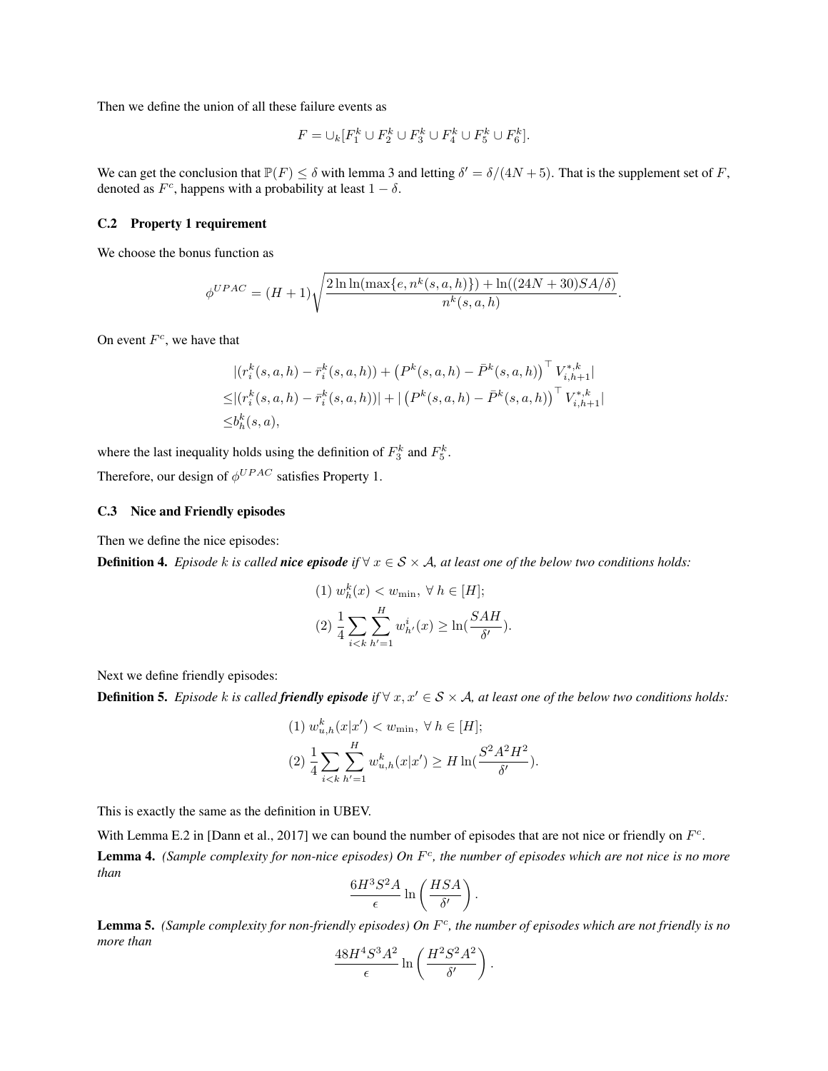Then we define the union of all these failure events as

$$F = \cup_k [F_1^k \cup F_2^k \cup F_3^k \cup F_4^k \cup F_5^k \cup F_6^k].$$

We can get the conclusion that $\mathbb{P}(F) \leq \delta$ with lemma 3 and letting $\delta' = \delta/(4N+5)$. That is the supplement set of $F$, denoted as $F^c$, happens with a probability at least $1 - \delta$.

### C.2 Property 1 requirement

We choose the bonus function as

$$\phi^{UPAC} = (H+1)\sqrt{\frac{2\ln\ln(\max\{e, n^k(s,a,h)\}) + \ln((24N+30)SA/\delta)}{n^k(s,a,h)}}.$$

On event $F^c$, we have that

$$\begin{aligned}
&|(r_i^k(s,a,h) - \bar{r}_i^k(s,a,h)) + \left(P^k(s,a,h) - \bar{P}^k(s,a,h)\right)^\top V_{i,h+1}^{*,k}| \\
\leq &|(r_i^k(s,a,h) - \bar{r}_i^k(s,a,h))| + |\left(P^k(s,a,h) - \bar{P}^k(s,a,h)\right)^\top V_{i,h+1}^{*,k}| \\
\leq &b_h^k(s,a),
\end{aligned}$$

where the last inequality holds using the definition of $F_3^k$ and $F_5^k$.

Therefore, our design of $\phi^{UPAC}$ satisfies Property 1.

### C.3 Nice and Friendly episodes

Then we define the nice episodes:

**Definition 4.** *Episode $k$ is called **nice episode** if $\forall\, x \in \mathcal{S} \times \mathcal{A}$, at least one of the below two conditions holds:*

$$\begin{aligned}
&(1)\ w_h^k(x) < w_{\min},\ \forall\, h \in [H]; \\
&(2)\ \frac{1}{4}\sum_{i<k}\sum_{h'=1}^{H} w_{h'}^i(x) \geq \ln(\frac{SAH}{\delta'}).
\end{aligned}$$

Next we define friendly episodes:

**Definition 5.** *Episode $k$ is called **friendly episode** if $\forall\, x, x' \in \mathcal{S} \times \mathcal{A}$, at least one of the below two conditions holds:*

$$\begin{aligned}
&(1)\ w_{u,h}^k(x|x') < w_{\min},\ \forall\, h \in [H]; \\
&(2)\ \frac{1}{4}\sum_{i<k}\sum_{h'=1}^{H} w_{u,h}^k(x|x') \geq H\ln(\frac{S^2A^2H^2}{\delta'}).
\end{aligned}$$

This is exactly the same as the definition in UBEV.

With Lemma E.2 in [Dann et al., 2017] we can bound the number of episodes that are not nice or friendly on $F^c$.

**Lemma 4.** *(Sample complexity for non-nice episodes) On $F^c$, the number of episodes which are not nice is no more than*

$$\frac{6H^3S^2A}{\epsilon}\ln\left(\frac{HSA}{\delta'}\right).$$

**Lemma 5.** *(Sample complexity for non-friendly episodes) On $F^c$, the number of episodes which are not friendly is no more than*

$$\frac{48H^4S^3A^2}{\epsilon}\ln\left(\frac{H^2S^2A^2}{\delta'}\right).$$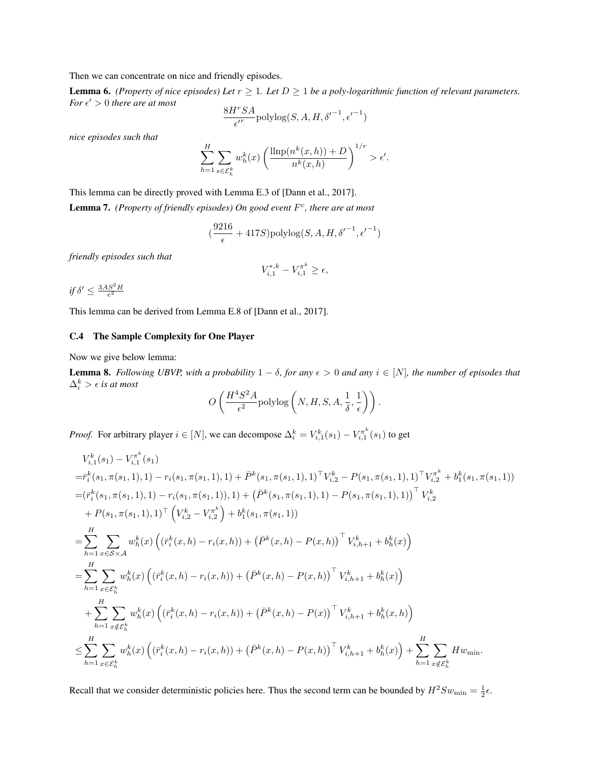Then we can concentrate on nice and friendly episodes.

**Lemma 6.** *(Property of nice episodes) Let $r \geq 1$. Let $D \geq 1$ be a poly-logarithmic function of relevant parameters. For $\epsilon' > 0$ there are at most*

$$\frac{8H^r SA}{\epsilon'^r} \text{polylog}(S, A, H, {\delta'}^{-1}, {\epsilon'}^{-1})$$

*nice episodes such that*

$$\sum_{h=1}^{H} \sum_{s \in \mathcal{E}_h^k} w_h^k(x) \left( \frac{\text{llnp}(n^k(x,h)) + D}{n^k(x,h)} \right)^{1/r} > \epsilon'.$$

This lemma can be directly proved with Lemma E.3 of [Dann et al., 2017].

**Lemma 7.** *(Property of friendly episodes) On good event $F^c$, there are at most*

$$(\frac{9216}{\epsilon} + 417S) \text{polylog}(S, A, H, {\delta'}^{-1}, {\epsilon'}^{-1})$$

*friendly episodes such that*

$$V_{i,1}^{*,k} - V_{i,1}^{\pi^k} \geq \epsilon,$$

*if $\delta' \leq \frac{3AS^2H}{\epsilon^2}$*

This lemma can be derived from Lemma E.8 of [Dann et al., 2017].

### C.4 The Sample Complexity for One Player

Now we give below lemma:

**Lemma 8.** *Following UBVP, with a probability $1 - \delta$, for any $\epsilon > 0$ and any $i \in [N]$, the number of episodes that $\Delta_i^k > \epsilon$ is at most*

$$O\left( \frac{H^4 S^2 A}{\epsilon^2} \text{polylog}\left( N, H, S, A, \frac{1}{\delta}, \frac{1}{\epsilon} \right) \right).$$

*Proof.* For arbitrary player $i \in [N]$, we can decompose $\Delta_i^k = V_{i,1}^k(s_1) - V_{i,1}^{\pi^k}(s_1)$ to get

$$\begin{aligned}
& V_{i,1}^k(s_1) - V_{i,1}^{\pi^k}(s_1) \\
=& \bar{r}_i^k(s_1, \pi(s_1, 1), 1) - r_i(s_1, \pi(s_1, 1), 1) + \bar{P}^k(s_1, \pi(s_1, 1), 1)^\top V_{i,2}^k - P(s_1, \pi(s_1, 1), 1)^\top V_{i,2}^{\pi^k} + b_1^k(s_1, \pi(s_1, 1)) \\
=& (\bar{r}_i^k(s_1, \pi(s_1, 1), 1) - r_i(s_1, \pi(s_1, 1)), 1) + \left( \bar{P}^k(s_1, \pi(s_1, 1), 1) - P(s_1, \pi(s_1, 1), 1) \right)^\top V_{i,2}^k \\
& + P(s_1, \pi(s_1, 1), 1)^\top \left( V_{i,2}^k - V_{i,2}^{\pi^k} \right) + b_1^k(s_1, \pi(s_1, 1)) \\
=& \sum_{h=1}^{H} \sum_{x \in \mathcal{S} \times \mathcal{A}} w_h^k(x) \left( (\bar{r}_i^k(x, h) - r_i(x, h)) + \left( \bar{P}^k(x, h) - P(x, h) \right)^\top V_{i,h+1}^k + b_h^k(x) \right) \\
=& \sum_{h=1}^{H} \sum_{x \in \mathcal{E}_h^k} w_h^k(x) \left( (\bar{r}_i^k(x, h) - r_i(x, h)) + \left( \bar{P}^k(x, h) - P(x, h) \right)^\top V_{i,h+1}^k + b_h^k(x) \right) \\
& + \sum_{h=1}^{H} \sum_{x \notin \mathcal{E}_h^k} w_h^k(x) \left( (\bar{r}_i^k(x, h) - r_i(x, h)) + \left( \bar{P}^k(x, h) - P(x) \right)^\top V_{i,h+1}^k + b_h^k(x, h) \right) \\
\leq& \sum_{h=1}^{H} \sum_{x \in \mathcal{E}_h^k} w_h^k(x) \left( (\bar{r}_i^k(x, h) - r_i(x, h)) + \left( \bar{P}^k(x, h) - P(x, h) \right)^\top V_{i,h+1}^k + b_h^k(x) \right) + \sum_{h=1}^{H} \sum_{x \notin \mathcal{E}_h^k} H w_{\min}.
\end{aligned}$$

Recall that we consider deterministic policies here. Thus the second term can be bounded by $H^2 S w_{\min} = \frac{1}{2}\epsilon$.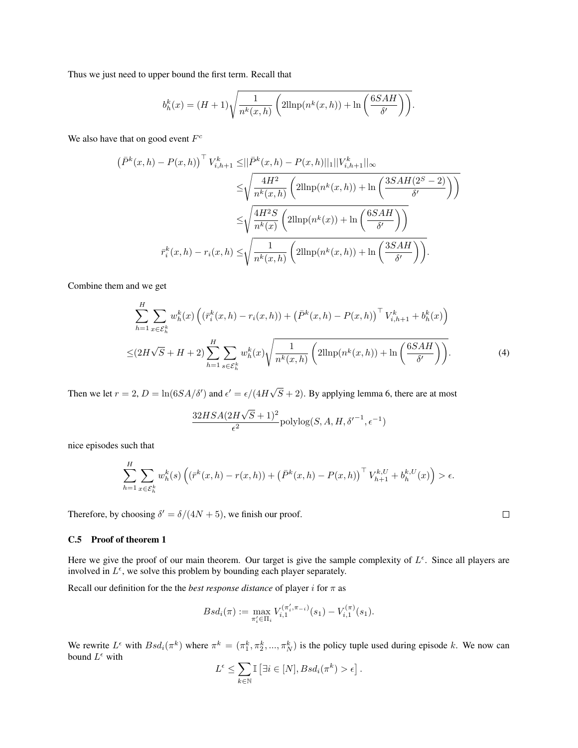Thus we just need to upper bound the first term. Recall that

$$b_h^k(x) = (H+1)\sqrt{\frac{1}{n^k(x,h)}\left(2\text{llnp}(n^k(x,h)) + \ln\left(\frac{6SAH}{\delta'}\right)\right)}.$$

We also have that on good event $F^c$

$$\begin{aligned}
\left(\bar{P}^k(x,h) - P(x,h)\right)^\top V_{i,h+1}^k \leq & ||\bar{P}^k(x,h) - P(x,h)||_1 ||V_{i,h+1}^k||_\infty \\
\leq & \sqrt{\frac{4H^2}{n^k(x,h)}\left(2\text{llnp}(n^k(x,h)) + \ln\left(\frac{3SAH(2^S-2)}{\delta'}\right)\right)} \\
\leq & \sqrt{\frac{4H^2 S}{n^k(x)}\left(2\text{llnp}(n^k(x)) + \ln\left(\frac{6SAH}{\delta'}\right)\right)} \\
\bar{r}_i^k(x,h) - r_i(x,h) \leq & \sqrt{\frac{1}{n^k(x,h)}\left(2\text{llnp}(n^k(x,h)) + \ln\left(\frac{3SAH}{\delta'}\right)\right)}.
\end{aligned}$$

Combine them and we get

$$\begin{aligned}
& \sum_{h=1}^{H}\sum_{x\in\mathcal{E}_h^k} w_h^k(x)\left((\bar{r}_i^k(x,h) - r_i(x,h)) + \left(\bar{P}^k(x,h) - P(x,h)\right)^\top V_{i,h+1}^k + b_h^k(x)\right) \\
\leq & (2H\sqrt{S} + H + 2)\sum_{h=1}^{H}\sum_{s\in\mathcal{E}_h^k} w_h^k(x)\sqrt{\frac{1}{n^k(x,h)}\left(2\text{llnp}(n^k(x,h)) + \ln\left(\frac{6SAH}{\delta'}\right)\right)}. \qquad (4)
\end{aligned}$$

Then we let $r = 2$, $D = \ln(6SA/\delta')$ and $\epsilon' = \epsilon/(4H\sqrt{S}+2)$. By applying lemma 6, there are at most

$$\frac{32HSA(2H\sqrt{S}+1)^2}{\epsilon^2}\text{polylog}(S, A, H, \delta'^{-1}, \epsilon^{-1})$$

nice episodes such that

$$\sum_{h=1}^{H}\sum_{x\in\mathcal{E}_h^k} w_h^k(s)\left((\bar{r}^k(x,h) - r(x,h)) + \left(\bar{P}^k(x,h) - P(x,h)\right)^\top V_{h+1}^{k,U} + b_h^{k,U}(x)\right) > \epsilon.$$

Therefore, by choosing $\delta' = \delta/(4N+5)$, we finish our proof. □

### C.5 Proof of theorem 1

Here we give the proof of our main theorem. Our target is give the sample complexity of $L^\epsilon$. Since all players are involved in $L^\epsilon$, we solve this problem by bounding each player separately.

Recall our definition for the the *best response distance* of player $i$ for $\pi$ as

$$Bsd_i(\pi) := \max_{\pi_i'\in\Pi_i} V_{i,1}^{(\pi_i',\pi_{-i})}(s_1) - V_{i,1}^{(\pi)}(s_1).$$

We rewrite $L^\epsilon$ with $Bsd_i(\pi^k)$ where $\pi^k = (\pi_1^k, \pi_2^k, ..., \pi_N^k)$ is the policy tuple used during episode $k$. We now can bound $L^\epsilon$ with

$$L^\epsilon \leq \sum_{k\in\mathbb{N}} \mathbb{I}\left[\exists i \in [N], Bsd_i(\pi^k) > \epsilon\right].$$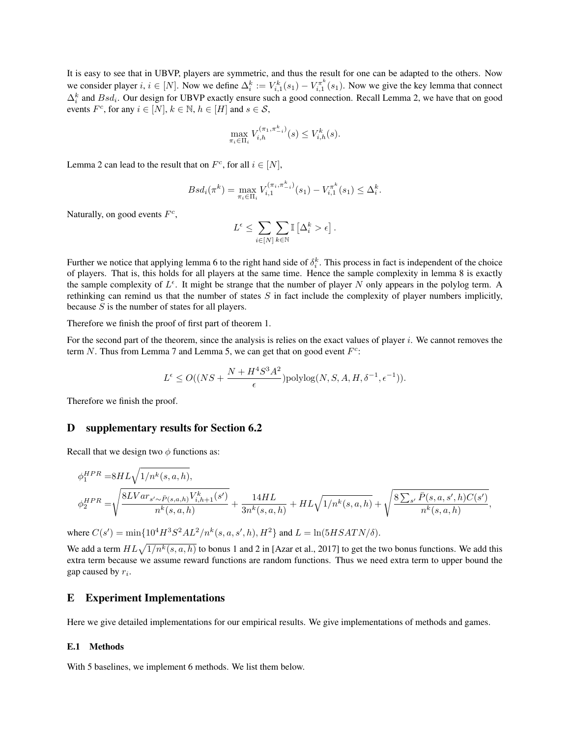It is easy to see that in UBVP, players are symmetric, and thus the result for one can be adapted to the others. Now we consider player $i$, $i \in [N]$. Now we define $\Delta_i^k := V_{i,1}^k(s_1) - V_{i,1}^{\pi^k}(s_1)$. Now we give the key lemma that connect $\Delta_i^k$ and $Bsd_i$. Our design for UBVP exactly ensure such a good connection. Recall Lemma 2, we have that on good events $F^c$, for any $i \in [N]$, $k \in \mathbb{N}$, $h \in [H]$ and $s \in \mathcal{S}$,

$$\max_{\pi_i \in \Pi_i} V_{i,h}^{(\pi_1, \pi_{-i}^k)}(s) \leq V_{i,h}^k(s).$$

Lemma 2 can lead to the result that on $F^c$, for all $i \in [N]$,

$$Bsd_i(\pi^k) = \max_{\pi_i \in \Pi_i} V_{i,1}^{(\pi_i, \pi_{-i}^k)}(s_1) - V_{i,1}^{\pi^k}(s_1) \leq \Delta_i^k.$$

Naturally, on good events $F^c$,

$$L^\epsilon \leq \sum_{i \in [N]} \sum_{k \in \mathbb{N}} \mathbb{I}\left[\Delta_i^k > \epsilon\right].$$

Further we notice that applying lemma 6 to the right hand side of $\delta_i^k$. This process in fact is independent of the choice of players. That is, this holds for all players at the same time. Hence the sample complexity in lemma 8 is exactly the sample complexity of $L^\epsilon$. It might be strange that the number of player $N$ only appears in the polylog term. A rethinking can remind us that the number of states $S$ in fact include the complexity of player numbers implicitly, because $S$ is the number of states for all players.

Therefore we finish the proof of first part of theorem 1.

For the second part of the theorem, since the analysis is relies on the exact values of player $i$. We cannot removes the term $N$. Thus from Lemma 7 and Lemma 5, we can get that on good event $F^c$:

$$L^\epsilon \leq O((NS + \frac{N + H^4 S^3 A^2}{\epsilon})\text{polylog}(N, S, A, H, \delta^{-1}, \epsilon^{-1})).$$

Therefore we finish the proof.

## D supplementary results for Section 6.2

Recall that we design two $\phi$ functions as:

$$\phi_1^{HPR} = 8HL\sqrt{1/n^k(s,a,h)},$$

$$\phi_2^{HPR} = \sqrt{\frac{8LVar_{s' \sim \bar{P}(s,a,h)} V_{i,h+1}^k(s')}{n^k(s,a,h)}} + \frac{14HL}{3n^k(s,a,h)} + HL\sqrt{1/n^k(s,a,h)} + \sqrt{\frac{8\sum_{s'} \bar{P}(s,a,s',h)C(s')}{n^k(s,a,h)}},$$

where $C(s') = \min\{10^4 H^3 S^2 A L^2 / n^k(s,a,s',h), H^2\}$ and $L = \ln(5HSATN/\delta)$.

We add a term $HL\sqrt{1/n^k(s,a,h)}$ to bonus 1 and 2 in [Azar et al., 2017] to get the two bonus functions. We add this extra term because we assume reward functions are random functions. Thus we need extra term to upper bound the gap caused by $r_i$.

## E Experiment Implementations

Here we give detailed implementations for our empirical results. We give implementations of methods and games.

### E.1 Methods

With 5 baselines, we implement 6 methods. We list them below.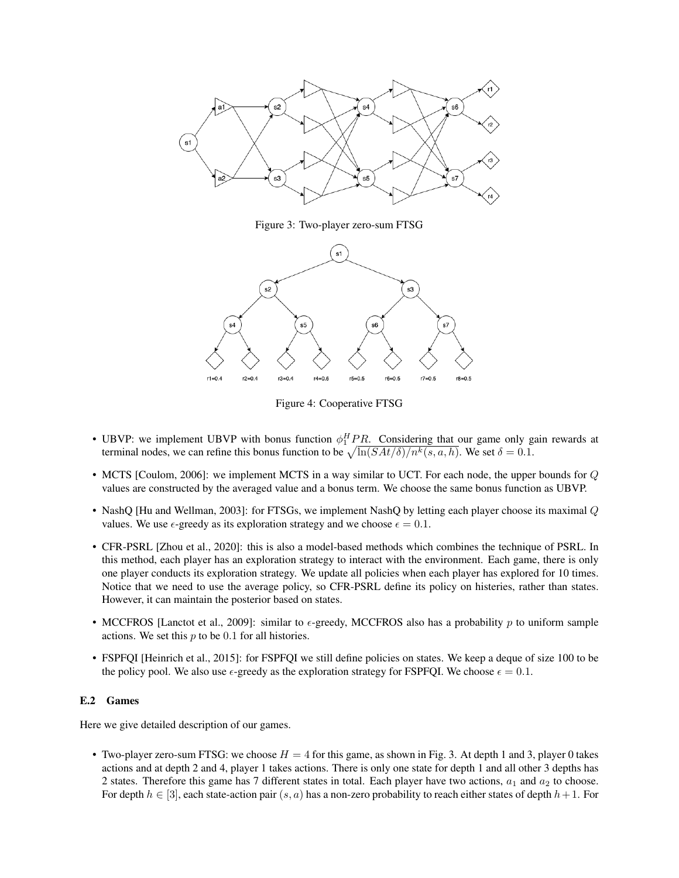Figure 3: Two-player zero-sum FTSG

Figure 4: Cooperative FTSG

- UBVP: we implement UBVP with bonus function $\phi_1^H PR$. Considering that our game only gain rewards at terminal nodes, we can refine this bonus function to be $\sqrt{\ln(SAt/\delta)/n^k(s,a,h)}$. We set $\delta = 0.1$.
- MCTS [Coulom, 2006]: we implement MCTS in a way similar to UCT. For each node, the upper bounds for $Q$ values are constructed by the averaged value and a bonus term. We choose the same bonus function as UBVP.
- NashQ [Hu and Wellman, 2003]: for FTSGs, we implement NashQ by letting each player choose its maximal $Q$ values. We use $\epsilon$-greedy as its exploration strategy and we choose $\epsilon = 0.1$.
- CFR-PSRL [Zhou et al., 2020]: this is also a model-based methods which combines the technique of PSRL. In this method, each player has an exploration strategy to interact with the environment. Each game, there is only one player conducts its exploration strategy. We update all policies when each player has explored for 10 times. Notice that we need to use the average policy, so CFR-PSRL define its policy on histeries, rather than states. However, it can maintain the posterior based on states.
- MCCFROS [Lanctot et al., 2009]: similar to $\epsilon$-greedy, MCCFROS also has a probability $p$ to uniform sample actions. We set this $p$ to be $0.1$ for all histories.
- FSPFQI [Heinrich et al., 2015]: for FSPFQI we still define policies on states. We keep a deque of size 100 to be the policy pool. We also use $\epsilon$-greedy as the exploration strategy for FSPFQI. We choose $\epsilon = 0.1$.

### E.2 Games

Here we give detailed description of our games.

- Two-player zero-sum FTSG: we choose $H = 4$ for this game, as shown in Fig. 3. At depth 1 and 3, player 0 takes actions and at depth 2 and 4, player 1 takes actions. There is only one state for depth 1 and all other 3 depths has 2 states. Therefore this game has 7 different states in total. Each player have two actions, $a_1$ and $a_2$ to choose. For depth $h \in [3]$, each state-action pair $(s, a)$ has a non-zero probability to reach either states of depth $h+1$. For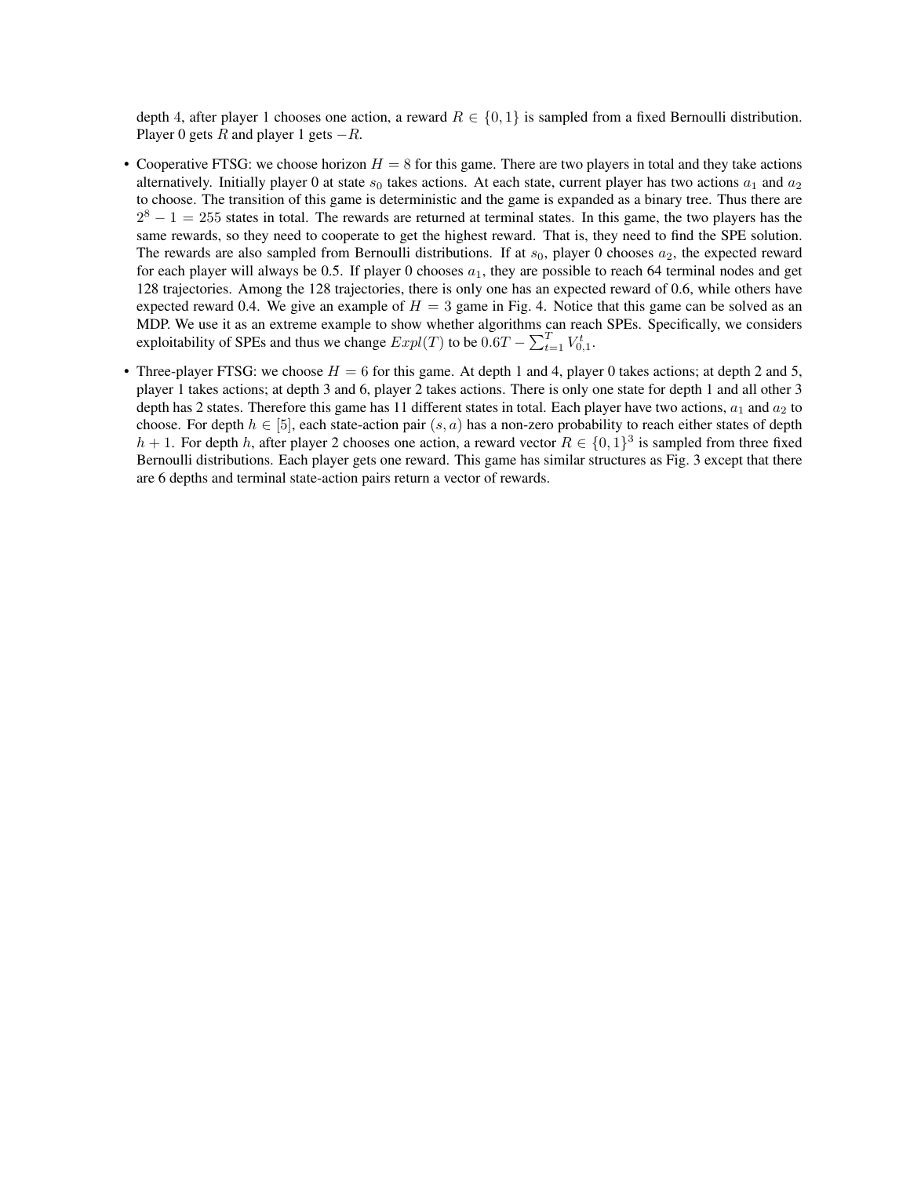depth 4, after player 1 chooses one action, a reward $R \in \{0, 1\}$ is sampled from a fixed Bernoulli distribution. Player 0 gets $R$ and player 1 gets $-R$.

- Cooperative FTSG: we choose horizon $H = 8$ for this game. There are two players in total and they take actions alternatively. Initially player 0 at state $s_0$ takes actions. At each state, current player has two actions $a_1$ and $a_2$ to choose. The transition of this game is deterministic and the game is expanded as a binary tree. Thus there are $2^8 - 1 = 255$ states in total. The rewards are returned at terminal states. In this game, the two players has the same rewards, so they need to cooperate to get the highest reward. That is, they need to find the SPE solution. The rewards are also sampled from Bernoulli distributions. If at $s_0$, player 0 chooses $a_2$, the expected reward for each player will always be 0.5. If player 0 chooses $a_1$, they are possible to reach 64 terminal nodes and get 128 trajectories. Among the 128 trajectories, there is only one has an expected reward of 0.6, while others have expected reward 0.4. We give an example of $H = 3$ game in Fig. 4. Notice that this game can be solved as an MDP. We use it as an extreme example to show whether algorithms can reach SPEs. Specifically, we considers exploitability of SPEs and thus we change $Expl(T)$ to be $0.6T - \sum_{t=1}^{T} V_{0,1}^{t}$.
- Three-player FTSG: we choose $H = 6$ for this game. At depth 1 and 4, player 0 takes actions; at depth 2 and 5, player 1 takes actions; at depth 3 and 6, player 2 takes actions. There is only one state for depth 1 and all other 3 depth has 2 states. Therefore this game has 11 different states in total. Each player have two actions, $a_1$ and $a_2$ to choose. For depth $h \in [5]$, each state-action pair $(s, a)$ has a non-zero probability to reach either states of depth $h + 1$. For depth $h$, after player 2 chooses one action, a reward vector $R \in \{0, 1\}^3$ is sampled from three fixed Bernoulli distributions. Each player gets one reward. This game has similar structures as Fig. 3 except that there are 6 depths and terminal state-action pairs return a vector of rewards.